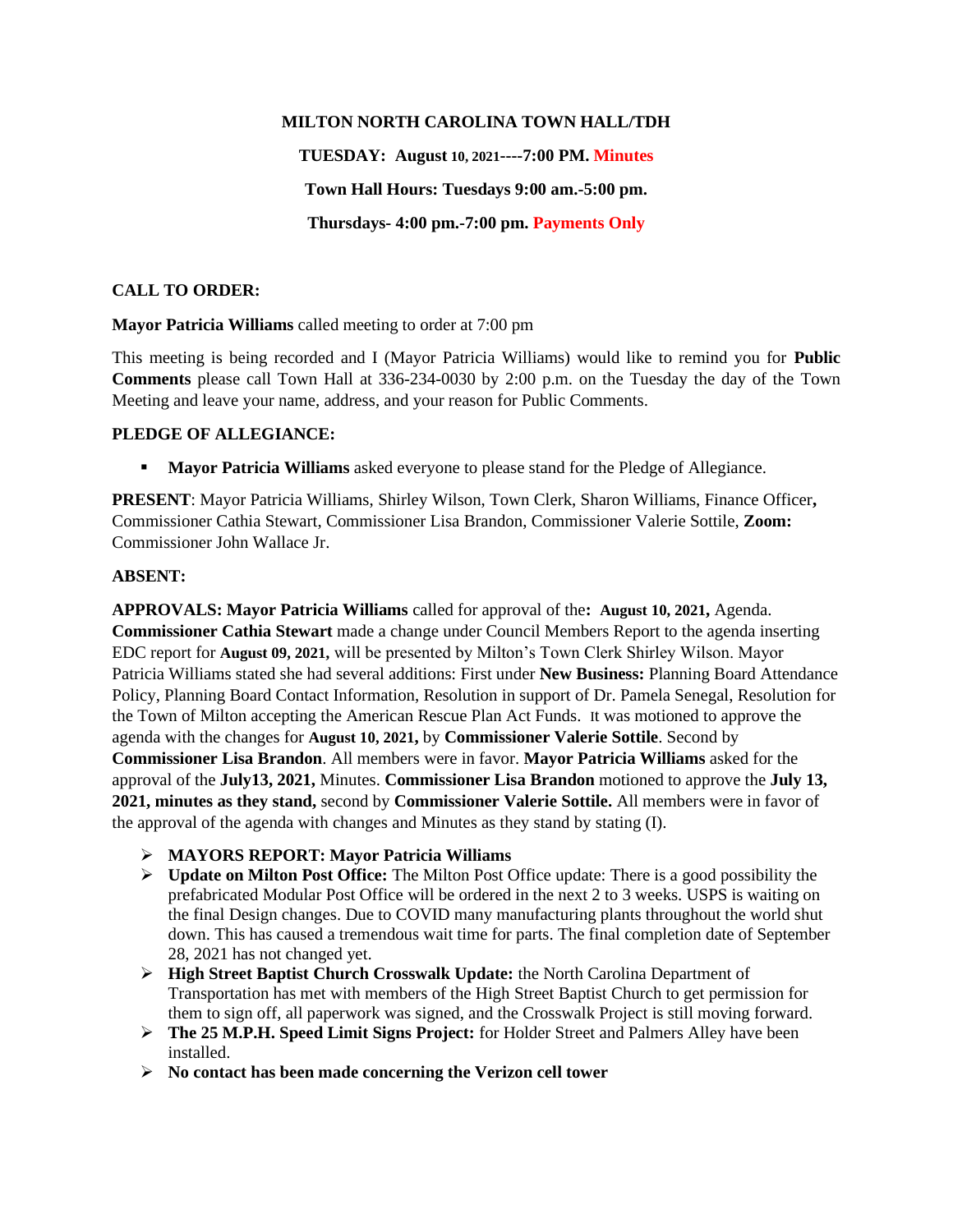**MILTON NORTH CAROLINA TOWN HALL/TDH**

**TUESDAY: August 10, 2021----7:00 PM. Minutes**

**Town Hall Hours: Tuesdays 9:00 am.-5:00 pm.**

**Thursdays- 4:00 pm.-7:00 pm. Payments Only**

**CALL TO ORDER:**

**Mayor Patricia Williams** called meeting to order at 7:00 pm

This meeting is being recorded and I (Mayor Patricia Williams) would like to remind you for **Public Comments** please call Town Hall at 336-234-0030 by 2:00 p.m. on the Tuesday the day of the Town Meeting and leave your name, address, and your reason for Public Comments.

**PLEDGE OF ALLEGIANCE:**

- **Mayor Patricia Williams** asked everyone to please stand for the Pledge of Allegiance.

**PRESENT**: Mayor Patricia Williams, Shirley Wilson, Town Clerk, Sharon Williams, Finance Officer**,** Commissioner Cathia Stewart, Commissioner Lisa Brandon, Commissioner Valerie Sottile, **Zoom:** Commissioner John Wallace Jr.

**ABSENT:**

**APPROVALS: Mayor Patricia Williams** called for approval of the**: August 10, 2021,** Agenda. **Commissioner Cathia Stewart** made a change under Council Members Report to the agenda inserting EDC report for **August 09, 2021,** will be presented by Milton's Town Clerk Shirley Wilson. Mayor Patricia Williams stated she had several additions: First under **New Business:** Planning Board Attendance Policy, Planning Board Contact Information, Resolution in support of Dr. Pamela Senegal, Resolution for the Town of Milton accepting the American Rescue Plan Act Funds. It was motioned to approve the agenda with the changes for **August 10, 2021,** by **Commissioner Valerie Sottile**. Second by **Commissioner Lisa Brandon**. All members were in favor. **Mayor Patricia Williams** asked for the approval of the **July13, 2021,** Minutes. **Commissioner Lisa Brandon** motioned to approve the **July 13, 2021, minutes as they stand,** second by **Commissioner Valerie Sottile.** All members were in favor of the approval of the agenda with changes and Minutes as they stand by stating (I).

- **MAYORS REPORT: Mayor Patricia Williams**
- **Update on Milton Post Office:** The Milton Post Office update: There is a good possibility the prefabricated Modular Post Office will be ordered in the next 2 to 3 weeks. USPS is waiting on the final Design changes. Due to COVID many manufacturing plants throughout the world shut down. This has caused a tremendous wait time for parts. The final completion date of September 28, 2021 has not changed yet.
- **High Street Baptist Church Crosswalk Update:** the North Carolina Department of Transportation has met with members of the High Street Baptist Church to get permission for them to sign off, all paperwork was signed, and the Crosswalk Project is still moving forward.
- **The 25 M.P.H. Speed Limit Signs Project:** for Holder Street and Palmers Alley have been installed.
- **No contact has been made concerning the Verizon cell tower**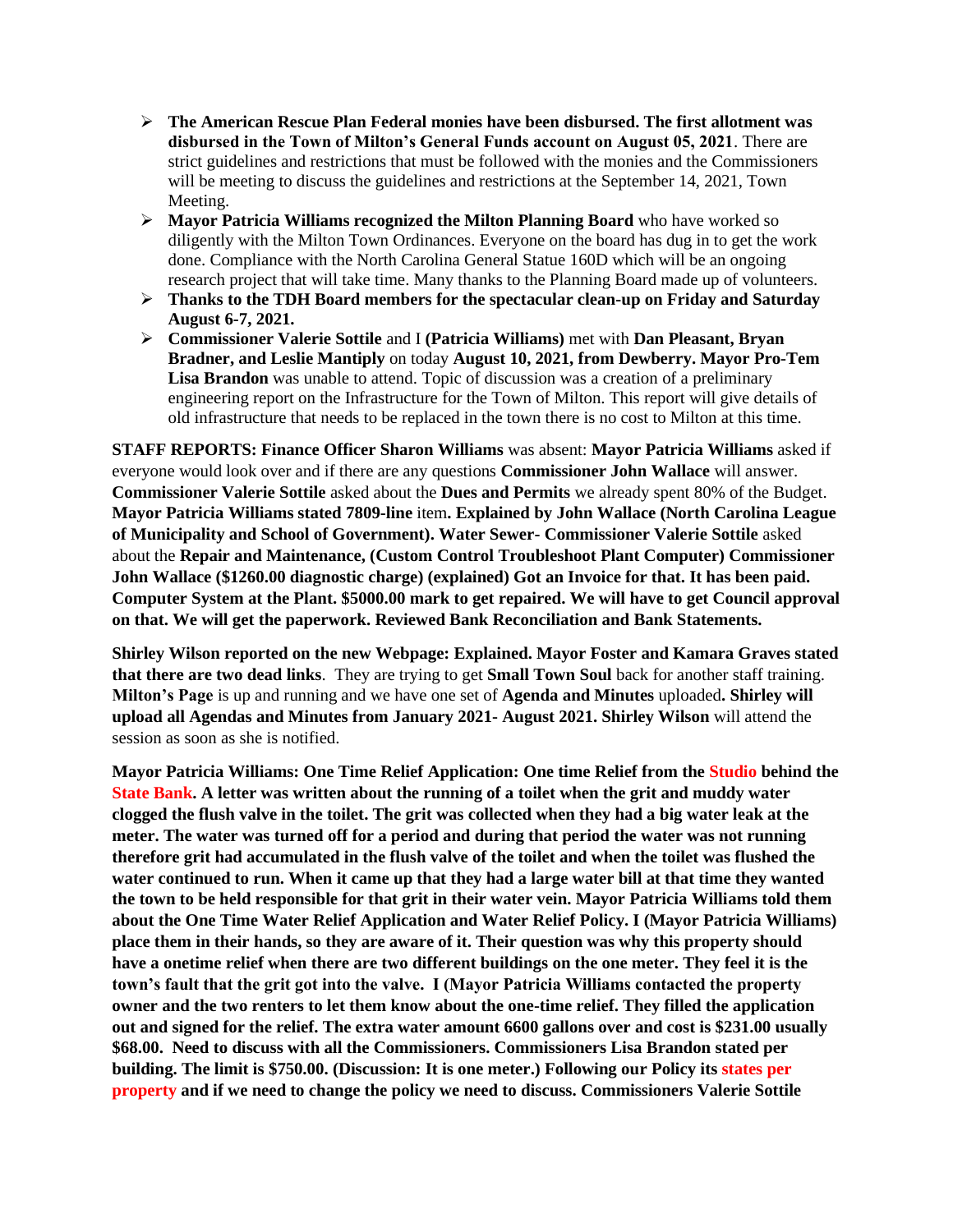- **The American Rescue Plan Federal monies have been disbursed. The first allotment was disbursed in the Town of Milton's General Funds account on August 05, 2021**. There are strict guidelines and restrictions that must be followed with the monies and the Commissioners will be meeting to discuss the guidelines and restrictions at the September 14, 2021, Town Meeting.
- **Mayor Patricia Williams recognized the Milton Planning Board** who have worked so diligently with the Milton Town Ordinances. Everyone on the board has dug in to get the work done. Compliance with the North Carolina General Statue 160D which will be an ongoing research project that will take time. Many thanks to the Planning Board made up of volunteers.
- **Thanks to the TDH Board members for the spectacular clean-up on Friday and Saturday August 6-7, 2021.**
- **Commissioner Valerie Sottile** and I **(Patricia Williams)** met with **Dan Pleasant, Bryan Bradner, and Leslie Mantiply** on today **August 10, 2021, from Dewberry. Mayor Pro-Tem Lisa Brandon** was unable to attend. Topic of discussion was a creation of a preliminary engineering report on the Infrastructure for the Town of Milton. This report will give details of old infrastructure that needs to be replaced in the town there is no cost to Milton at this time.

**STAFF REPORTS: Finance Officer Sharon Williams** was absent: **Mayor Patricia Williams** asked if everyone would look over and if there are any questions **Commissioner John Wallace** will answer. **Commissioner Valerie Sottile** asked about the **Dues and Permits** we already spent 80% of the Budget. **Mayor Patricia Williams stated 7809-line** item**. Explained by John Wallace (North Carolina League of Municipality and School of Government). Water Sewer- Commissioner Valerie Sottile** asked about the **Repair and Maintenance, (Custom Control Troubleshoot Plant Computer) Commissioner John Wallace ($1260.00 diagnostic charge) (explained) Got an Invoice for that. It has been paid. Computer System at the Plant. $5000.00 mark to get repaired. We will have to get Council approval on that. We will get the paperwork. Reviewed Bank Reconciliation and Bank Statements.**

**Shirley Wilson reported on the new Webpage: Explained. Mayor Foster and Kamara Graves stated that there are two dead links**. They are trying to get **Small Town Soul** back for another staff training. **Milton's Page** is up and running and we have one set of **Agenda and Minutes** uploaded**. Shirley will upload all Agendas and Minutes from January 2021- August 2021. Shirley Wilson** will attend the session as soon as she is notified.

**Mayor Patricia Williams: One Time Relief Application: One time Relief from the Studio behind the State Bank. A letter was written about the running of a toilet when the grit and muddy water clogged the flush valve in the toilet. The grit was collected when they had a big water leak at the meter. The water was turned off for a period and during that period the water was not running therefore grit had accumulated in the flush valve of the toilet and when the toilet was flushed the water continued to run. When it came up that they had a large water bill at that time they wanted the town to be held responsible for that grit in their water vein. Mayor Patricia Williams told them about the One Time Water Relief Application and Water Relief Policy. I (Mayor Patricia Williams) place them in their hands, so they are aware of it. Their question was why this property should have a onetime relief when there are two different buildings on the one meter. They feel it is the town's fault that the grit got into the valve. I (Mayor Patricia Williams contacted the property owner and the two renters to let them know about the one-time relief. They filled the application out and signed for the relief. The extra water amount 6600 gallons over and cost is $231.00 usually $68.00. Need to discuss with all the Commissioners. Commissioners Lisa Brandon stated per building. The limit is $750.00. (Discussion: It is one meter.) Following our Policy its states per property and if we need to change the policy we need to discuss. Commissioners Valerie Sottile**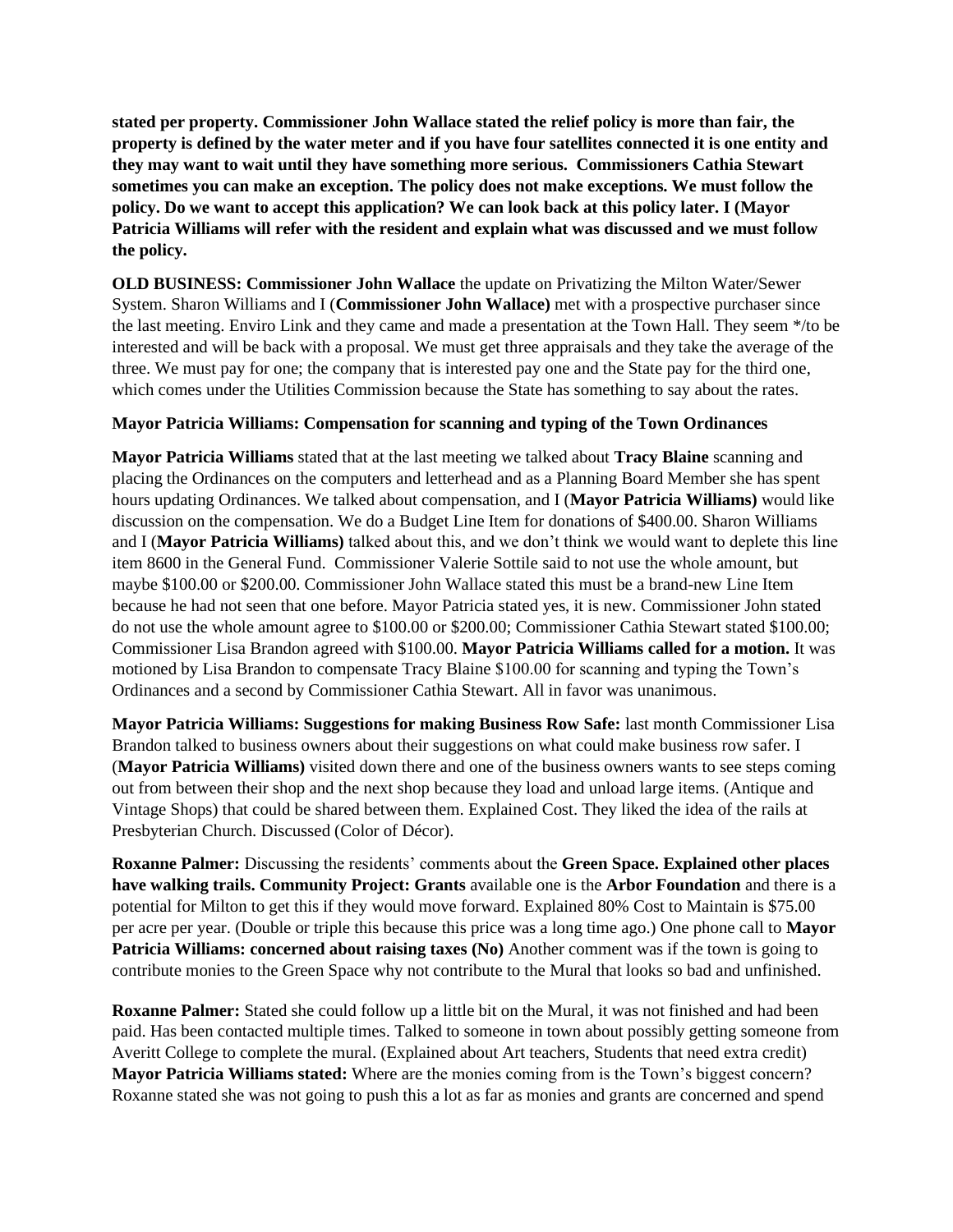**stated per property. Commissioner John Wallace stated the relief policy is more than fair, the property is defined by the water meter and if you have four satellites connected it is one entity and they may want to wait until they have something more serious. Commissioners Cathia Stewart sometimes you can make an exception. The policy does not make exceptions. We must follow the policy. Do we want to accept this application? We can look back at this policy later. I (Mayor Patricia Williams will refer with the resident and explain what was discussed and we must follow the policy.**

**OLD BUSINESS: Commissioner John Wallace** the update on Privatizing the Milton Water/Sewer System. Sharon Williams and I (**Commissioner John Wallace)** met with a prospective purchaser since the last meeting. Enviro Link and they came and made a presentation at the Town Hall. They seem */to be interested and will be back with a proposal. We must get three appraisals and they take the average of the three. We must pay for one; the company that is interested pay one and the State pay for the third one, which comes under the Utilities Commission because the State has something to say about the rates.

**Mayor Patricia Williams: Compensation for scanning and typing of the Town Ordinances**

**Mayor Patricia Williams** stated that at the last meeting we talked about **Tracy Blaine** scanning and placing the Ordinances on the computers and letterhead and as a Planning Board Member she has spent hours updating Ordinances. We talked about compensation, and I (**Mayor Patricia Williams)** would like discussion on the compensation. We do a Budget Line Item for donations of $400.00. Sharon Williams and I (**Mayor Patricia Williams)** talked about this, and we don't think we would want to deplete this line item 8600 in the General Fund. Commissioner Valerie Sottile said to not use the whole amount, but maybe $100.00 or $200.00. Commissioner John Wallace stated this must be a brand-new Line Item because he had not seen that one before. Mayor Patricia stated yes, it is new. Commissioner John stated do not use the whole amount agree to $200.00; Commissioner Cathia Stewart stated $100.00; Commissioner Lisa Brandon agreed with $100.00. **Mayor Patricia Williams called for a motion.** It was motioned by Lisa Brandon to compensate Tracy Blaine $100.00 for scanning and typing the Town's Ordinances and a second by Commissioner Cathia Stewart. All in favor was unanimous.

**Mayor Patricia Williams: Suggestions for making Business Row Safe:** last month Commissioner Lisa Brandon talked to business owners about their suggestions on what could make business row safer. I (**Mayor Patricia Williams)** visited down there and one of the business owners wants to see steps coming out from between their shop and the next shop because they load and unload large items. (Antique and Vintage Shops) that could be shared between them. Explained Cost. They liked the idea of the rails at Presbyterian Church. Discussed (Color of Décor).

**Roxanne Palmer:** Discussing the residents' comments about the **Green Space. Explained other places have walking trails. Community Project: Grants** available one is the **Arbor Foundation** and there is a potential for Milton to get this if they would move forward. Explained 80% Cost to Maintain is $75.00 per acre per year. (Double or triple this because this price was a long time ago.) One phone call to **Mayor Patricia Williams: concerned about raising taxes (No)** Another comment was if the town is going to contribute monies to the Green Space why not contribute to the Mural that looks so bad and unfinished.

**Roxanne Palmer:** Stated she could follow up a little bit on the Mural, it was not finished and had been paid. Has been contacted multiple times. Talked to someone in town about possibly getting someone from Averitt College to complete the mural. (Explained about Art teachers, Students that need extra credit) **Mayor Patricia Williams stated:** Where are the monies coming from is the Town's biggest concern? Roxanne stated she was not going to push this a lot as far as monies and grants are concerned and spend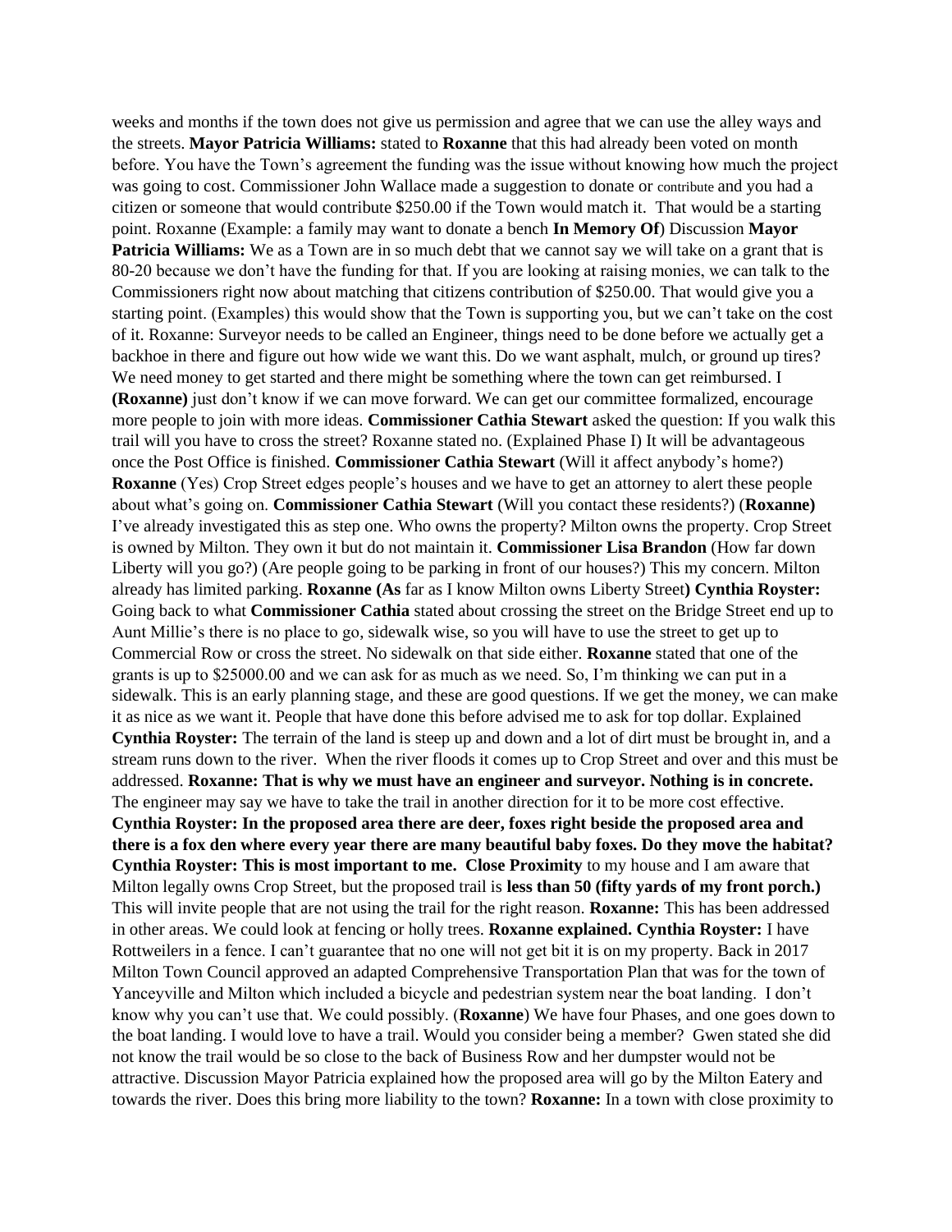weeks and months if the town does not give us permission and agree that we can use the alley ways and the streets. **Mayor Patricia Williams:** stated to **Roxanne** that this had already been voted on month before. You have the Town's agreement the funding was the issue without knowing how much the project was going to cost. Commissioner John Wallace made a suggestion to donate or contribute and you had a citizen or someone that would contribute $250.00 if the Town would match it. That would be a starting point. Roxanne (Example: a family may want to donate a bench **In Memory Of**) Discussion **Mayor Patricia Williams:** We as a Town are in so much debt that we cannot say we will take on a grant that is 80-20 because we don't have the funding for that. If you are looking at raising monies, we can talk to the Commissioners right now about matching that citizens contribution of $250.00. That would give you a starting point. (Examples) this would show that the Town is supporting you, but we can't take on the cost of it. Roxanne: Surveyor needs to be called an Engineer, things need to be done before we actually get a backhoe in there and figure out how wide we want this. Do we want asphalt, mulch, or ground up tires? We need money to get started and there might be something where the town can get reimbursed. I **(Roxanne)** just don't know if we can move forward. We can get our committee formalized, encourage more people to join with more ideas. **Commissioner Cathia Stewart** asked the question: If you walk this trail will you have to cross the street? Roxanne stated no. (Explained Phase I) It will be advantageous once the Post Office is finished. **Commissioner Cathia Stewart** (Will it affect anybody's home?) **Roxanne** (Yes) Crop Street edges people's houses and we have to get an attorney to alert these people about what's going on. **Commissioner Cathia Stewart** (Will you contact these residents?) (**Roxanne)** I've already investigated this as step one. Who owns the property? Milton owns the property. Crop Street is owned by Milton. They own it but do not maintain it. **Commissioner Lisa Brandon** (How far down Liberty will you go?) (Are people going to be parking in front of our houses?) This my concern. Milton already has limited parking. **Roxanne (As** far as I know Milton owns Liberty Street**) Cynthia Royster:** Going back to what **Commissioner Cathia** stated about crossing the street on the Bridge Street end up to Aunt Millie's there is no place to go, sidewalk wise, so you will have to use the street to get up to Commercial Row or cross the street. No sidewalk on that side either. **Roxanne** stated that one of the grants is up to $25000.00 and we can ask for as much as we need. So, I'm thinking we can put in a sidewalk. This is an early planning stage, and these are good questions. If we get the money, we can make it as nice as we want it. People that have done this before advised me to ask for top dollar. Explained **Cynthia Royster:** The terrain of the land is steep up and down and a lot of dirt must be brought in, and a stream runs down to the river. When the river floods it comes up to Crop Street and over and this must be addressed. **Roxanne: That is why we must have an engineer and surveyor. Nothing is in concrete.** The engineer may say we have to take the trail in another direction for it to be more cost effective. **Cynthia Royster: In the proposed area there are deer, foxes right beside the proposed area and there is a fox den where every year there are many beautiful baby foxes. Do they move the habitat? Cynthia Royster: This is most important to me. Close Proximity** to my house and I am aware that Milton legally owns Crop Street, but the proposed trail is **less than 50 (fifty yards of my front porch.)** This will invite people that are not using the trail for the right reason. **Roxanne:** This has been addressed in other areas. We could look at fencing or holly trees. **Roxanne explained. Cynthia Royster:** I have Rottweilers in a fence. I can't guarantee that no one will not get bit it is on my property. Back in 2017 Milton Town Council approved an adapted Comprehensive Transportation Plan that was for the town of Yanceyville and Milton which included a bicycle and pedestrian system near the boat landing. I don't know why you can't use that. We could possibly. (**Roxanne**) We have four Phases, and one goes down to the boat landing. I would love to have a trail. Would you consider being a member? Gwen stated she did not know the trail would be so close to the back of Business Row and her dumpster would not be attractive. Discussion Mayor Patricia explained how the proposed area will go by the Milton Eatery and towards the river. Does this bring more liability to the town? **Roxanne:** In a town with close proximity to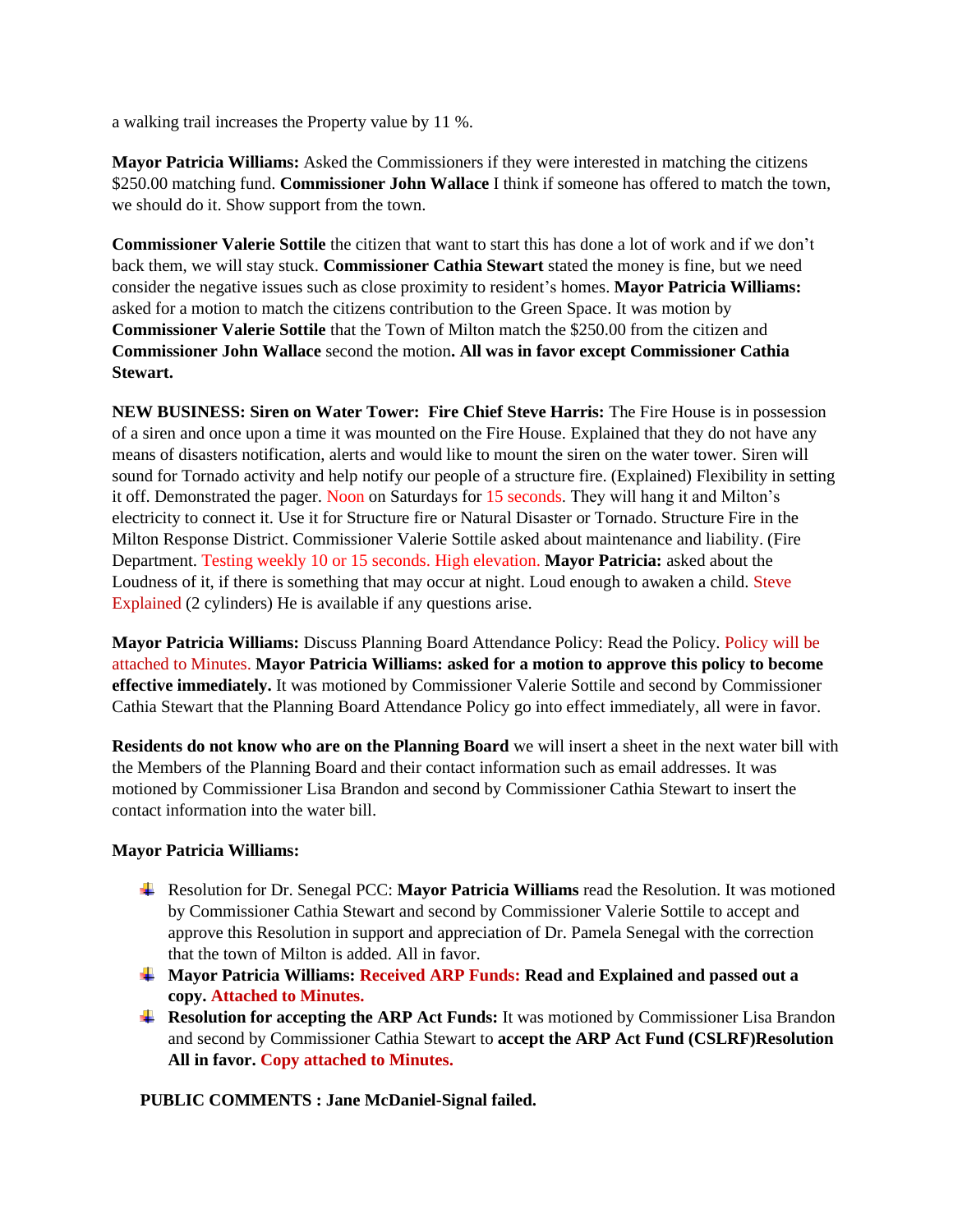a walking trail increases the Property value by 11 %.

**Mayor Patricia Williams:** Asked the Commissioners if they were interested in matching the citizens $250.00 matching fund. **Commissioner John Wallace** I think if someone has offered to match the town, we should do it. Show support from the town.

**Commissioner Valerie Sottile** the citizen that want to start this has done a lot of work and if we don't back them, we will stay stuck. **Commissioner Cathia Stewart** stated the money is fine, but we need consider the negative issues such as close proximity to resident's homes. **Mayor Patricia Williams:** asked for a motion to match the citizens contribution to the Green Space. It was motion by **Commissioner Valerie Sottile** that the Town of Milton match the $250.00 from the citizen and **Commissioner John Wallace** second the motion**. All was in favor except Commissioner Cathia Stewart.**

**NEW BUSINESS: Siren on Water Tower: Fire Chief Steve Harris:** The Fire House is in possession of a siren and once upon a time it was mounted on the Fire House. Explained that they do not have any means of disasters notification, alerts and would like to mount the siren on the water tower. Siren will sound for Tornado activity and help notify our people of a structure fire. (Explained) Flexibility in setting it off. Demonstrated the pager. Noon on Saturdays for 15 seconds. They will hang it and Milton's electricity to connect it. Use it for Structure fire or Natural Disaster or Tornado. Structure Fire in the Milton Response District. Commissioner Valerie Sottile asked about maintenance and liability. (Fire Department. Testing weekly 10 or 15 seconds. High elevation. **Mayor Patricia:** asked about the Loudness of it, if there is something that may occur at night. Loud enough to awaken a child. Steve Explained (2 cylinders) He is available if any questions arise.

**Mayor Patricia Williams:** Discuss Planning Board Attendance Policy: Read the Policy. Policy will be attached to Minutes. **Mayor Patricia Williams: asked for a motion to approve this policy to become effective immediately.** It was motioned by Commissioner Valerie Sottile and second by Commissioner Cathia Stewart that the Planning Board Attendance Policy go into effect immediately, all were in favor.

**Residents do not know who are on the Planning Board** we will insert a sheet in the next water bill with the Members of the Planning Board and their contact information such as email addresses. It was motioned by Commissioner Lisa Brandon and second by Commissioner Cathia Stewart to insert the contact information into the water bill.

**Mayor Patricia Williams:**

- Resolution for Dr. Senegal PCC: **Mayor Patricia Williams** read the Resolution. It was motioned by Commissioner Cathia Stewart and second by Commissioner Valerie Sottile to accept and approve this Resolution in support and appreciation of Dr. Pamela Senegal with the correction that the town of Milton is added. All in favor.
- **Mayor Patricia Williams: Received ARP Funds: Read and Explained and passed out a copy. Attached to Minutes.**
- **Resolution for accepting the ARP Act Funds:** It was motioned by Commissioner Lisa Brandon and second by Commissioner Cathia Stewart to **accept the ARP Act Fund (CSLRF)Resolution All in favor. Copy attached to Minutes.**

**PUBLIC COMMENTS : Jane McDaniel-Signal failed.**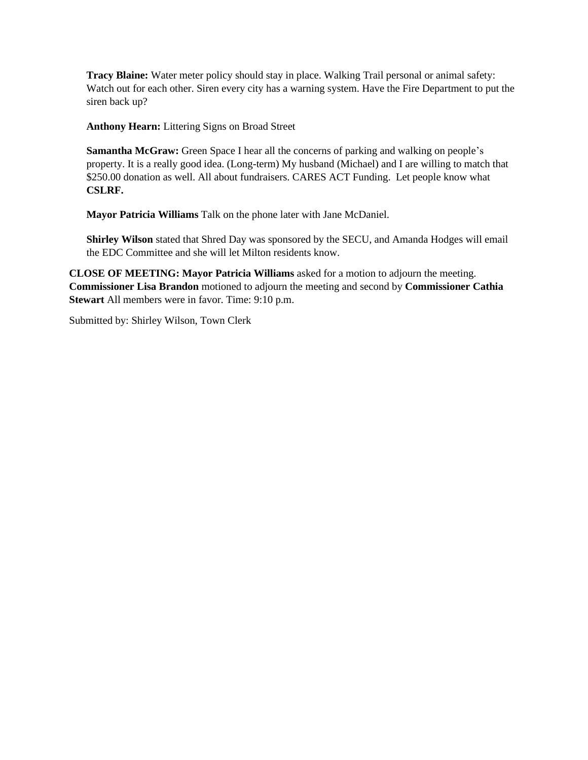**Tracy Blaine:** Water meter policy should stay in place. Walking Trail personal or animal safety: Watch out for each other. Siren every city has a warning system. Have the Fire Department to put the siren back up?

**Anthony Hearn:** Littering Signs on Broad Street

**Samantha McGraw:** Green Space I hear all the concerns of parking and walking on people's property. It is a really good idea. (Long-term) My husband (Michael) and I are willing to match that $250.00 donation as well. All about fundraisers. CARES ACT Funding. Let people know what **CSLRF.**

**Mayor Patricia Williams** Talk on the phone later with Jane McDaniel.

**Shirley Wilson** stated that Shred Day was sponsored by the SECU, and Amanda Hodges will email the EDC Committee and she will let Milton residents know.

**CLOSE OF MEETING: Mayor Patricia Williams** asked for a motion to adjourn the meeting. **Commissioner Lisa Brandon** motioned to adjourn the meeting and second by **Commissioner Cathia Stewart** All members were in favor. Time: 9:10 p.m.

Submitted by: Shirley Wilson, Town Clerk